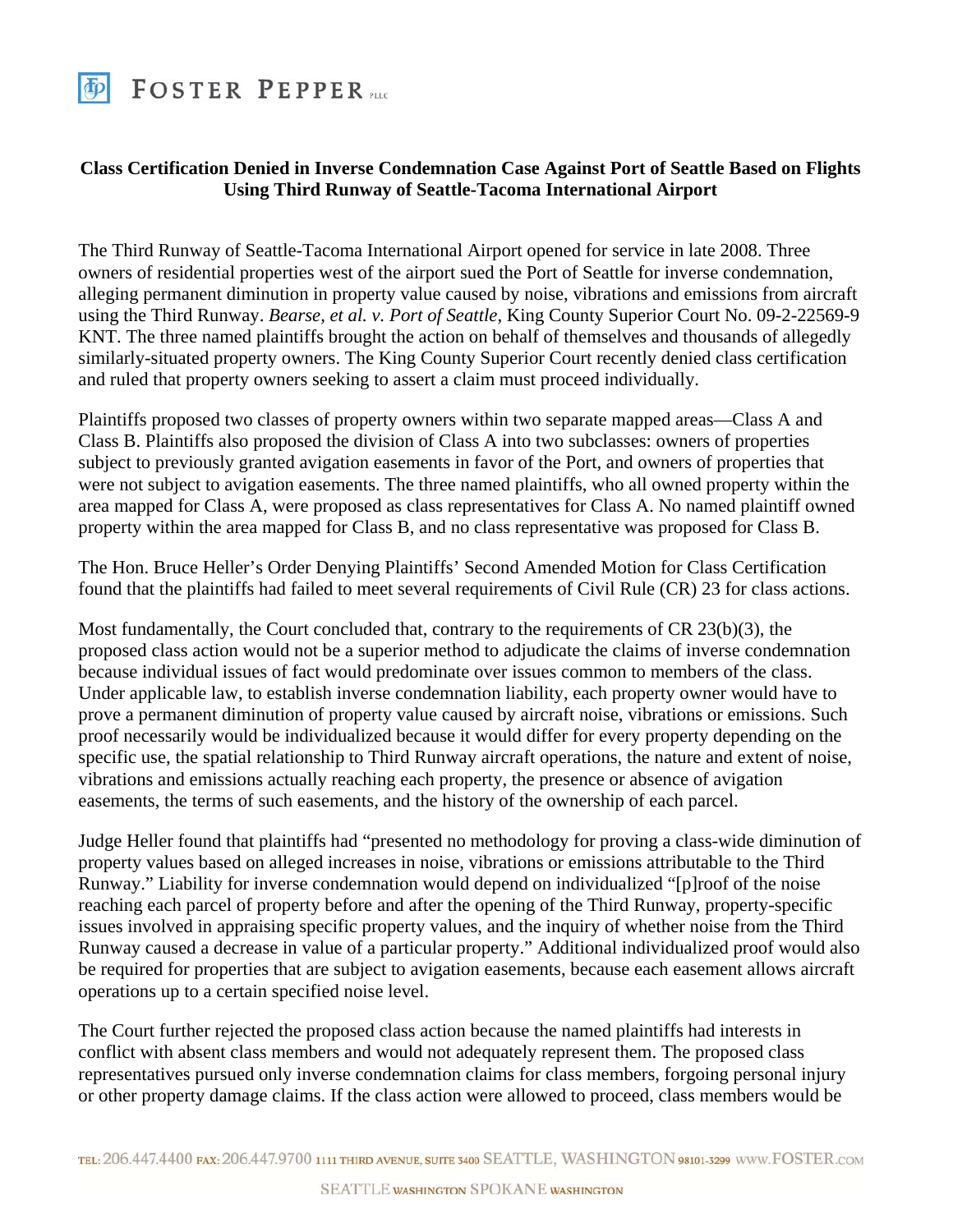**Class Certification Denied in Inverse Condemnation Case Against Port of Seattle Based on Flights Using Third Runway of Seattle-Tacoma International Airport**

The Third Runway of Seattle-Tacoma International Airport opened for service in late 2008. Three owners of residential properties west of the airport sued the Port of Seattle for inverse condemnation, alleging permanent diminution in property value caused by noise, vibrations and emissions from aircraft using the Third Runway. *Bearse, et al. v. Port of Seattle*, King County Superior Court No. 09-2-22569-9 KNT. The three named plaintiffs brought the action on behalf of themselves and thousands of allegedly similarly-situated property owners. The King County Superior Court recently denied class certification and ruled that property owners seeking to assert a claim must proceed individually.

Plaintiffs proposed two classes of property owners within two separate mapped areas—Class A and Class B. Plaintiffs also proposed the division of Class A into two subclasses: owners of properties subject to previously granted avigation easements in favor of the Port, and owners of properties that were not subject to avigation easements. The three named plaintiffs, who all owned property within the area mapped for Class A, were proposed as class representatives for Class A. No named plaintiff owned property within the area mapped for Class B, and no class representative was proposed for Class B.

The Hon. Bruce Heller's Order Denying Plaintiffs' Second Amended Motion for Class Certification found that the plaintiffs had failed to meet several requirements of Civil Rule (CR) 23 for class actions.

Most fundamentally, the Court concluded that, contrary to the requirements of CR 23(b)(3), the proposed class action would not be a superior method to adjudicate the claims of inverse condemnation because individual issues of fact would predominate over issues common to members of the class. Under applicable law, to establish inverse condemnation liability, each property owner would have to prove a permanent diminution of property value caused by aircraft noise, vibrations or emissions. Such proof necessarily would be individualized because it would differ for every property depending on the specific use, the spatial relationship to Third Runway aircraft operations, the nature and extent of noise, vibrations and emissions actually reaching each property, the presence or absence of avigation easements, the terms of such easements, and the history of the ownership of each parcel.

Judge Heller found that plaintiffs had "presented no methodology for proving a class-wide diminution of property values based on alleged increases in noise, vibrations or emissions attributable to the Third Runway." Liability for inverse condemnation would depend on individualized "[p]roof of the noise reaching each parcel of property before and after the opening of the Third Runway, property-specific issues involved in appraising specific property values, and the inquiry of whether noise from the Third Runway caused a decrease in value of a particular property." Additional individualized proof would also be required for properties that are subject to avigation easements, because each easement allows aircraft operations up to a certain specified noise level.

The Court further rejected the proposed class action because the named plaintiffs had interests in conflict with absent class members and would not adequately represent them. The proposed class representatives pursued only inverse condemnation claims for class members, forgoing personal injury or other property damage claims. If the class action were allowed to proceed, class members would be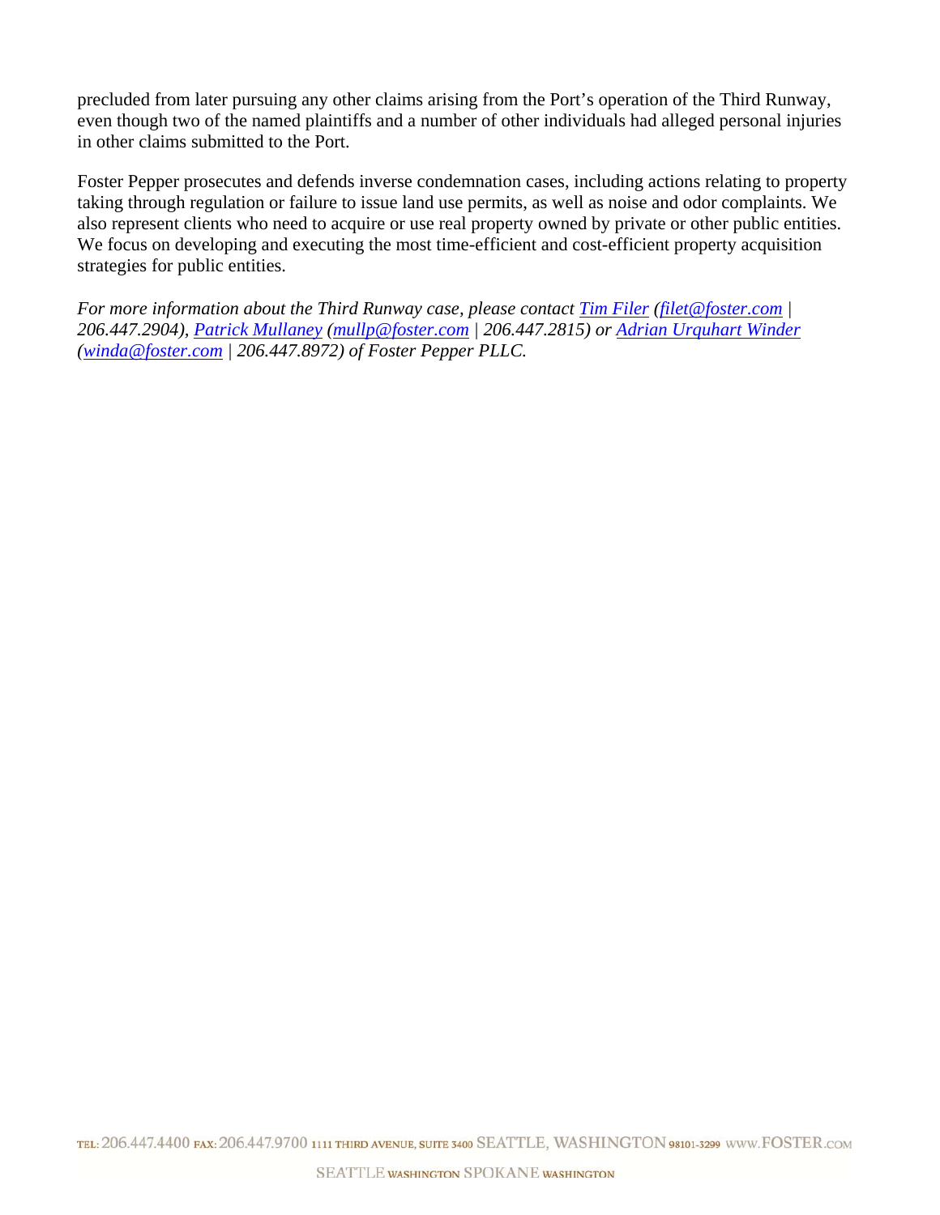precluded from later pursuing any other claims arising from the Port's operation of the Third Runway, even though two of the named plaintiffs and a number of other individuals had alleged personal injuries in other claims submitted to the Port.

Foster Pepper prosecutes and defends inverse condemnation cases, including actions relating to property taking through regulation or failure to issue land use permits, as well as noise and odor complaints. We also represent clients who need to acquire or use real property owned by private or other public entities. We focus on developing and executing the most time-efficient and cost-efficient property acquisition strategies for public entities.

*For more information about the Third Runway case, please contact Tim Filer (filet@foster.com | 206.447.2904), Patrick Mullaney (mullp@foster.com | 206.447.2815) or Adrian Urquhart Winder (winda@foster.com | 206.447.8972) of Foster Pepper PLLC.*